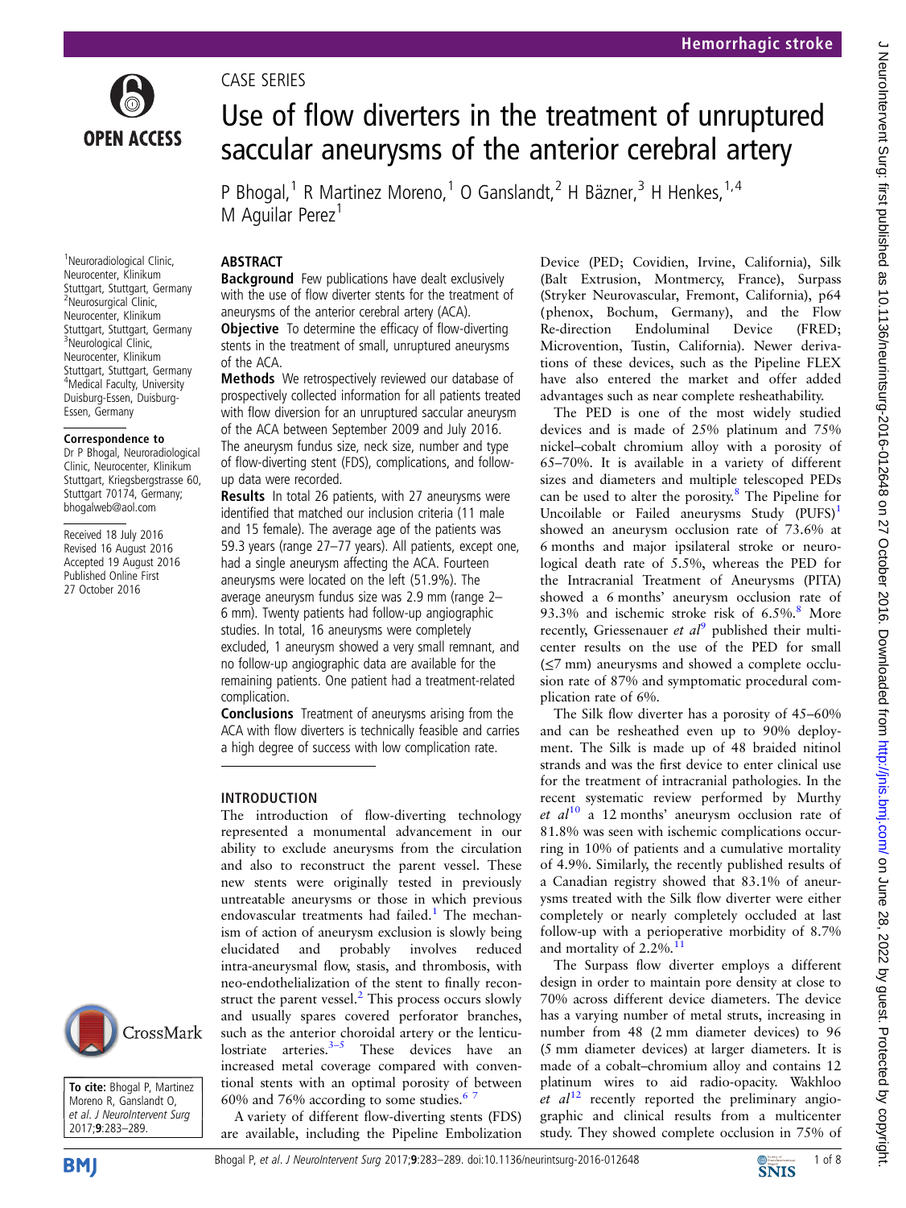CASE SERIES

# Use of flow diverters in the treatment of unruptured saccular aneurysms of the anterior cerebral artery

P Bhogal,[1] R Martinez Moreno,[1] O Ganslandt,[2] H Bäzner,[3] H Henkes,[1,4] M Aguilar Perez[1]

[1]Neuroradiological Clinic, Neurocenter, Klinikum Stuttgart, Stuttgart, Germany
[2]Neurosurgical Clinic, Neurocenter, Klinikum Stuttgart, Stuttgart, Germany
[3]Neurological Clinic, Neurocenter, Klinikum Stuttgart, Stuttgart, Germany
[4]Medical Faculty, University Duisburg-Essen, Duisburg-Essen, Germany

**Correspondence to**
Dr P Bhogal, Neuroradiological Clinic, Neurocenter, Klinikum Stuttgart, Kriegsbergstrasse 60, Stuttgart 70174, Germany; bhogalweb@aol.com

Received 18 July 2016
Revised 16 August 2016
Accepted 19 August 2016
Published Online First
27 October 2016

**To cite:** Bhogal P, Martinez Moreno R, Ganslandt O, et al. *J NeuroIntervent Surg* 2017;**9**:283–289.

## ABSTRACT

**Background** Few publications have dealt exclusively with the use of flow diverter stents for the treatment of aneurysms of the anterior cerebral artery (ACA).

**Objective** To determine the efficacy of flow-diverting stents in the treatment of small, unruptured aneurysms of the ACA.

**Methods** We retrospectively reviewed our database of prospectively collected information for all patients treated with flow diversion for an unruptured saccular aneurysm of the ACA between September 2009 and July 2016. The aneurysm fundus size, neck size, number and type of flow-diverting stent (FDS), complications, and follow-up data were recorded.

**Results** In total 26 patients, with 27 aneurysms were identified that matched our inclusion criteria (11 male and 15 female). The average age of the patients was 59.3 years (range 27–77 years). All patients, except one, had a single aneurysm affecting the ACA. Fourteen aneurysms were located on the left (51.9%). The average aneurysm fundus size was 2.9 mm (range 2–6 mm). Twenty patients had follow-up angiographic studies. In total, 16 aneurysms were completely excluded, 1 aneurysm showed a very small remnant, and no follow-up angiographic data are available for the remaining patients. One patient had a treatment-related complication.

**Conclusions** Treatment of aneurysms arising from the ACA with flow diverters is technically feasible and carries a high degree of success with low complication rate.

## INTRODUCTION

The introduction of flow-diverting technology represented a monumental advancement in our ability to exclude aneurysms from the circulation and also to reconstruct the parent vessel. These new stents were originally tested in previously untreatable aneurysms or those in which previous endovascular treatments had failed.[1] The mechanism of action of aneurysm exclusion is slowly being elucidated and probably involves reduced intra-aneurysmal flow, stasis, and thrombosis, with neo-endothelialization of the stent to finally reconstruct the parent vessel.[2] This process occurs slowly and usually spares covered perforator branches, such as the anterior choroidal artery or the lenticulostriate arteries.[3–5] These devices have an increased metal coverage compared with conventional stents with an optimal porosity of between 60% and 76% according to some studies.[6 7]

A variety of different flow-diverting stents (FDS) are available, including the Pipeline Embolization Device (PED; Covidien, Irvine, California), Silk (Balt Extrusion, Montmercy, France), Surpass (Stryker Neurovascular, Fremont, California), p64 (phenox, Bochum, Germany), and the Flow Re-direction Endoluminal Device (FRED; Microvention, Tustin, California). Newer derivations of these devices, such as the Pipeline FLEX have also entered the market and offer added advantages such as near complete resheathability.

The PED is one of the most widely studied devices and is made of 25% platinum and 75% nickel–cobalt chromium alloy with a porosity of 65–70%. It is available in a variety of different sizes and diameters and multiple telescoped PEDs can be used to alter the porosity.[8] The Pipeline for Uncoilable or Failed aneurysms Study (PUFS)[1] showed an aneurysm occlusion rate of 73.6% at 6 months and major ipsilateral stroke or neurological death rate of 5.5%, whereas the PED for the Intracranial Treatment of Aneurysms (PITA) showed a 6 months' aneurysm occlusion rate of 93.3% and ischemic stroke risk of 6.5%.[8] More recently, Griessenauer *et al*[9] published their multicenter results on the use of the PED for small (≤7 mm) aneurysms and showed a complete occlusion rate of 87% and symptomatic procedural complication rate of 6%.

The Silk flow diverter has a porosity of 45–60% and can be resheathed even up to 90% deployment. The Silk is made up of 48 braided nitinol strands and was the first device to enter clinical use for the treatment of intracranial pathologies. In the recent systematic review performed by Murthy *et al*[10] a 12 months' aneurysm occlusion rate of 81.8% was seen with ischemic complications occurring in 10% of patients and a cumulative mortality of 4.9%. Similarly, the recently published results of a Canadian registry showed that 83.1% of aneurysms treated with the Silk flow diverter were either completely or nearly completely occluded at last follow-up with a perioperative morbidity of 8.7% and mortality of 2.2%.[11]

The Surpass flow diverter employs a different design in order to maintain pore density at close to 70% across different device diameters. The device has a varying number of metal struts, increasing in number from 48 (2 mm diameter devices) to 96 (5 mm diameter devices) at larger diameters. It is made of a cobalt–chromium alloy and contains 12 platinum wires to aid radio-opacity. Wakhloo *et al*[12] recently reported the preliminary angiographic and clinical results from a multicenter study. They showed complete occlusion in 75% of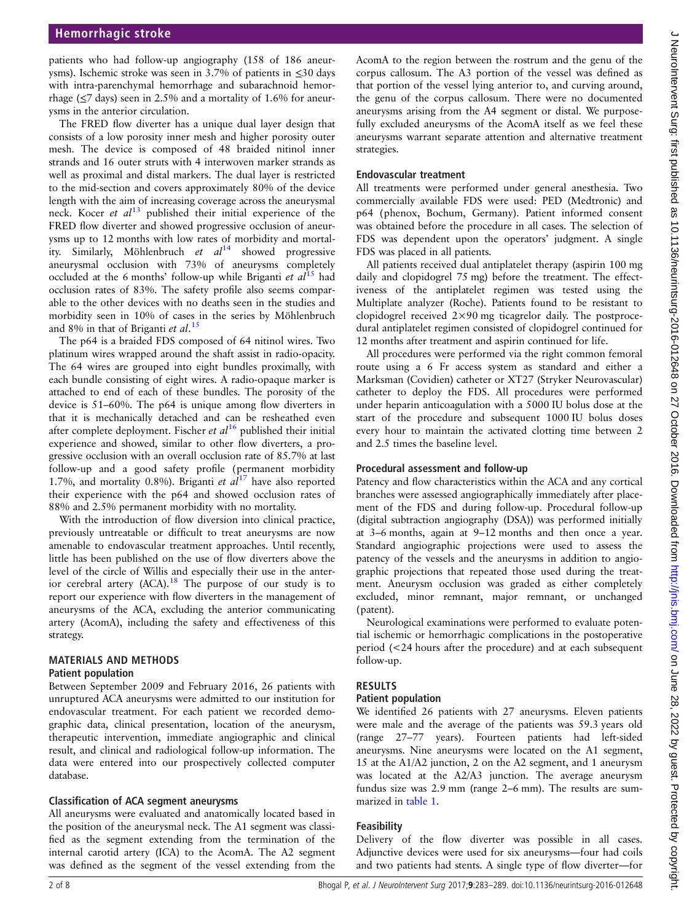patients who had follow-up angiography (158 of 186 aneurysms). Ischemic stroke was seen in 3.7% of patients in ≤30 days with intra-parenchymal hemorrhage and subarachnoid hemorrhage (≤7 days) seen in 2.5% and a mortality of 1.6% for aneurysms in the anterior circulation.

The FRED flow diverter has a unique dual layer design that consists of a low porosity inner mesh and higher porosity outer mesh. The device is composed of 48 braided nitinol inner strands and 16 outer struts with 4 interwoven marker strands as well as proximal and distal markers. The dual layer is restricted to the mid-section and covers approximately 80% of the device length with the aim of increasing coverage across the aneurysmal neck. Kocer *et al*[13] published their initial experience of the FRED flow diverter and showed progressive occlusion of aneurysms up to 12 months with low rates of morbidity and mortality. Similarly, Möhlenbruch *et al*[14] showed progressive aneurysmal occlusion with 73% of aneurysms completely occluded at the 6 months' follow-up while Briganti *et al*[15] had occlusion rates of 83%. The safety profile also seems comparable to the other devices with no deaths seen in the studies and morbidity seen in 10% of cases in the series by Möhlenbruch and 8% in that of Briganti *et al*.[15]

The p64 is a braided FDS composed of 64 nitinol wires. Two platinum wires wrapped around the shaft assist in radio-opacity. The 64 wires are grouped into eight bundles proximally, with each bundle consisting of eight wires. A radio-opaque marker is attached to end of each of these bundles. The porosity of the device is 51–60%. The p64 is unique among flow diverters in that it is mechanically detached and can be resheathed even after complete deployment. Fischer *et al*[16] published their initial experience and showed, similar to other flow diverters, a progressive occlusion with an overall occlusion rate of 85.7% at last follow-up and a good safety profile (permanent morbidity 1.7%, and mortality 0.8%). Briganti *et al*[17] have also reported their experience with the p64 and showed occlusion rates of 88% and 2.5% permanent morbidity with no mortality.

With the introduction of flow diversion into clinical practice, previously untreatable or difficult to treat aneurysms are now amenable to endovascular treatment approaches. Until recently, little has been published on the use of flow diverters above the level of the circle of Willis and especially their use in the anterior cerebral artery (ACA).[18] The purpose of our study is to report our experience with flow diverters in the management of aneurysms of the ACA, excluding the anterior communicating artery (AcomA), including the safety and effectiveness of this strategy.

## MATERIALS AND METHODS

### Patient population

Between September 2009 and February 2016, 26 patients with unruptured ACA aneurysms were admitted to our institution for endovascular treatment. For each patient we recorded demographic data, clinical presentation, location of the aneurysm, therapeutic intervention, immediate angiographic and clinical result, and clinical and radiological follow-up information. The data were entered into our prospectively collected computer database.

### Classification of ACA segment aneurysms

All aneurysms were evaluated and anatomically located based in the position of the aneurysmal neck. The A1 segment was classified as the segment extending from the termination of the internal carotid artery (ICA) to the AcomA. The A2 segment was defined as the segment of the vessel extending from the AcomA to the region between the rostrum and the genu of the corpus callosum. The A3 portion of the vessel was defined as that portion of the vessel lying anterior to, and curving around, the genu of the corpus callosum. There were no documented aneurysms arising from the A4 segment or distal. We purposefully excluded aneurysms of the AcomA itself as we feel these aneurysms warrant separate attention and alternative treatment strategies.

### Endovascular treatment

All treatments were performed under general anesthesia. Two commercially available FDS were used: PED (Medtronic) and p64 (phenox, Bochum, Germany). Patient informed consent was obtained before the procedure in all cases. The selection of FDS was dependent upon the operators' judgment. A single FDS was placed in all patients.

All patients received dual antiplatelet therapy (aspirin 100 mg daily and clopidogrel 75 mg) before the treatment. The effectiveness of the antiplatelet regimen was tested using the Multiplate analyzer (Roche). Patients found to be resistant to clopidogrel received 2×90 mg ticagrelor daily. The postprocedural antiplatelet regimen consisted of clopidogrel continued for 12 months after treatment and aspirin continued for life.

All procedures were performed via the right common femoral route using a 6 Fr access system as standard and either a Marksman (Covidien) catheter or XT27 (Stryker Neurovascular) catheter to deploy the FDS. All procedures were performed under heparin anticoagulation with a 5000 IU bolus dose at the start of the procedure and subsequent 1000 IU bolus doses every hour to maintain the activated clotting time between 2 and 2.5 times the baseline level.

### Procedural assessment and follow-up

Patency and flow characteristics within the ACA and any cortical branches were assessed angiographically immediately after placement of the FDS and during follow-up. Procedural follow-up (digital subtraction angiography (DSA)) was performed initially at 3–6 months, again at 9–12 months and then once a year. Standard angiographic projections were used to assess the patency of the vessels and the aneurysms in addition to angiographic projections that repeated those used during the treatment. Aneurysm occlusion was graded as either completely excluded, minor remnant, major remnant, or unchanged (patent).

Neurological examinations were performed to evaluate potential ischemic or hemorrhagic complications in the postoperative period (<24 hours after the procedure) and at each subsequent follow-up.

## RESULTS

### Patient population

We identified 26 patients with 27 aneurysms. Eleven patients were male and the average of the patients was 59.3 years old (range 27–77 years). Fourteen patients had left-sided aneurysms. Nine aneurysms were located on the A1 segment, 15 at the A1/A2 junction, 2 on the A2 segment, and 1 aneurysm was located at the A2/A3 junction. The average aneurysm fundus size was 2.9 mm (range 2–6 mm). The results are summarized in table 1.

### Feasibility

Delivery of the flow diverter was possible in all cases. Adjunctive devices were used for six aneurysms—four had coils and two patients had stents. A single type of flow diverter—for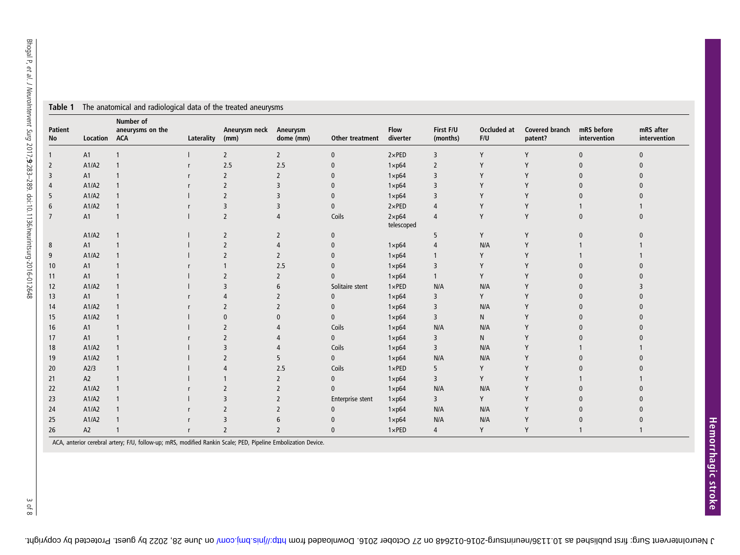**Table 1** The anatomical and radiological data of the treated aneurysms

| Patient No | Location | Number of aneurysms on the ACA | Laterality | Aneurysm neck (mm) | Aneurysm dome (mm) | Other treatment | Flow diverter | First F/U (months) | Occluded at F/U | Covered branch patent? | mRS before intervention | mRS after intervention |
|---|---|---|---|---|---|---|---|---|---|---|---|---|
| 1 | A1 | 1 | l | 2 | 2 | 0 | 2×PED | 3 | Y | Y | 0 | 0 |
| 2 | A1/A2 | 1 | r | 2.5 | 2.5 | 0 | 1×p64 | 2 | Y | Y | 0 | 0 |
| 3 | A1 | 1 | r | 2 | 2 | 0 | 1×p64 | 3 | Y | Y | 0 | 0 |
| 4 | A1/A2 | 1 | r | 2 | 3 | 0 | 1×p64 | 3 | Y | Y | 0 | 0 |
| 5 | A1/A2 | 1 | l | 2 | 3 | 0 | 1×p64 | 3 | Y | Y | 0 | 0 |
| 6 | A1/A2 | 1 | r | 3 | 3 | 0 | 2×PED | 4 | Y | Y | 1 | 1 |
| 7 | A1 | 1 | l | 2 | 4 | Coils | 2×p64 telescoped | 4 | Y | Y | 0 | 0 |
| | A1/A2 | 1 | l | 2 | 2 | 0 | | 5 | Y | Y | 0 | 0 |
| 8 | A1 | 1 | l | 2 | 4 | 0 | 1×p64 | 4 | N/A | Y | 1 | 1 |
| 9 | A1/A2 | 1 | l | 2 | 2 | 0 | 1×p64 | 1 | Y | Y | 1 | 1 |
| 10 | A1 | 1 | r | 1 | 2.5 | 0 | 1×p64 | 3 | Y | Y | 0 | 0 |
| 11 | A1 | 1 | l | 2 | 2 | 0 | 1×p64 | 1 | Y | Y | 0 | 0 |
| 12 | A1/A2 | 1 | l | 3 | 6 | Solitaire stent | 1×PED | N/A | N/A | Y | 0 | 3 |
| 13 | A1 | 1 | r | 4 | 2 | 0 | 1×p64 | 3 | Y | Y | 0 | 0 |
| 14 | A1/A2 | 1 | r | 2 | 2 | 0 | 1×p64 | 3 | N/A | Y | 0 | 0 |
| 15 | A1/A2 | 1 | l | 0 | 0 | 0 | 1×p64 | 3 | N | Y | 0 | 0 |
| 16 | A1 | 1 | l | 2 | 4 | Coils | 1×p64 | N/A | N/A | Y | 0 | 0 |
| 17 | A1 | 1 | r | 2 | 4 | 0 | 1×p64 | 3 | N | Y | 0 | 0 |
| 18 | A1/A2 | 1 | l | 3 | 4 | Coils | 1×p64 | 3 | N/A | Y | 1 | 1 |
| 19 | A1/A2 | 1 | l | 2 | 5 | 0 | 1×p64 | N/A | N/A | Y | 0 | 0 |
| 20 | A2/3 | 1 | l | 4 | 2.5 | Coils | 1×PED | 5 | Y | Y | 0 | 0 |
| 21 | A2 | 1 | l | 1 | 2 | 0 | 1×p64 | 3 | Y | Y | 1 | 1 |
| 22 | A1/A2 | 1 | r | 2 | 2 | 0 | 1×p64 | N/A | N/A | Y | 0 | 0 |
| 23 | A1/A2 | 1 | l | 3 | 2 | Enterprise stent | 1×p64 | 3 | Y | Y | 0 | 0 |
| 24 | A1/A2 | 1 | r | 2 | 2 | 0 | 1×p64 | N/A | N/A | Y | 0 | 0 |
| 25 | A1/A2 | 1 | r | 3 | 6 | 0 | 1×p64 | N/A | N/A | Y | 0 | 0 |
| 26 | A2 | 1 | r | 2 | 2 | 0 | 1×PED | 4 | Y | Y | 1 | 1 |

ACA, anterior cerebral artery; F/U, follow-up; mRS, modified Rankin Scale; PED, Pipeline Embolization Device.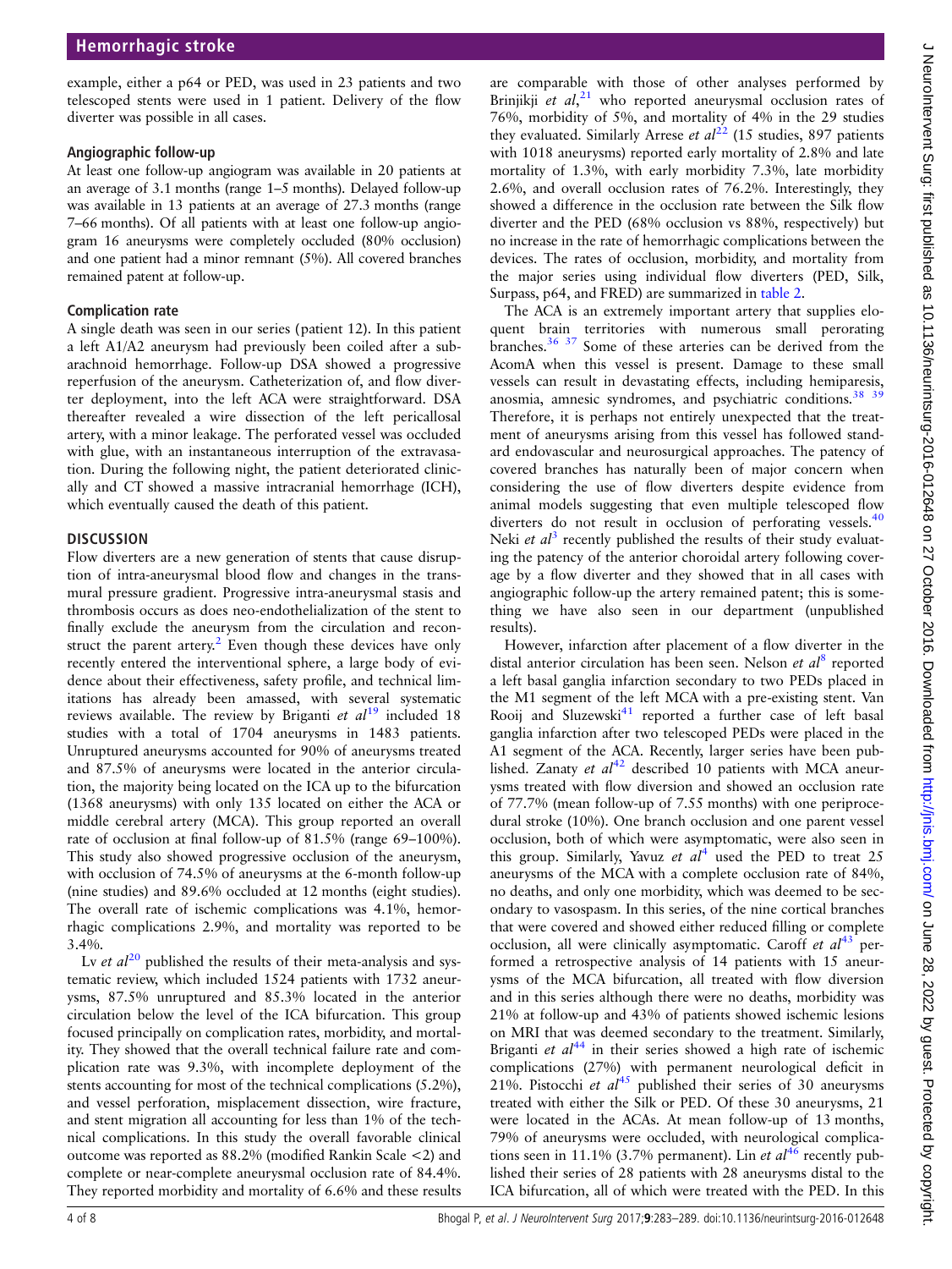example, either a p64 or PED, was used in 23 patients and two telescoped stents were used in 1 patient. Delivery of the flow diverter was possible in all cases.

### Angiographic follow-up

At least one follow-up angiogram was available in 20 patients at an average of 3.1 months (range 1–5 months). Delayed follow-up was available in 13 patients at an average of 27.3 months (range 7–66 months). Of all patients with at least one follow-up angiogram 16 aneurysms were completely occluded (80% occlusion) and one patient had a minor remnant (5%). All covered branches remained patent at follow-up.

### Complication rate

A single death was seen in our series (patient 12). In this patient a left A1/A2 aneurysm had previously been coiled after a subarachnoid hemorrhage. Follow-up DSA showed a progressive reperfusion of the aneurysm. Catheterization of, and flow diverter deployment, into the left ACA were straightforward. DSA thereafter revealed a wire dissection of the left pericallosal artery, with a minor leakage. The perforated vessel was occluded with glue, with an instantaneous interruption of the extravasation. During the following night, the patient deteriorated clinically and CT showed a massive intracranial hemorrhage (ICH), which eventually caused the death of this patient.

## DISCUSSION

Flow diverters are a new generation of stents that cause disruption of intra-aneurysmal blood flow and changes in the transmural pressure gradient. Progressive intra-aneurysmal stasis and thrombosis occurs as does neo-endothelialization of the stent to finally exclude the aneurysm from the circulation and reconstruct the parent artery.[2] Even though these devices have only recently entered the interventional sphere, a large body of evidence about their effectiveness, safety profile, and technical limitations has already been amassed, with several systematic reviews available. The review by Briganti *et al*[19] included 18 studies with a total of 1704 aneurysms in 1483 patients. Unruptured aneurysms accounted for 90% of aneurysms treated and 87.5% of aneurysms were located in the anterior circulation, the majority being located on the ICA up to the bifurcation (1368 aneurysms) with only 135 located on either the ACA or middle cerebral artery (MCA). This group reported an overall rate of occlusion at final follow-up of 81.5% (range 69–100%). This study also showed progressive occlusion of the aneurysm, with occlusion of 74.5% of aneurysms at the 6-month follow-up (nine studies) and 89.6% occluded at 12 months (eight studies). The overall rate of ischemic complications was 4.1%, hemorrhagic complications 2.9%, and mortality was reported to be 3.4%.

Lv *et al*[20] published the results of their meta-analysis and systematic review, which included 1524 patients with 1732 aneurysms, 87.5% unruptured and 85.3% located in the anterior circulation below the level of the ICA bifurcation. This group focused principally on complication rates, morbidity, and mortality. They showed that the overall technical failure rate and complication rate was 9.3%, with incomplete deployment of the stents accounting for most of the technical complications (5.2%), and vessel perforation, misplacement dissection, wire fracture, and stent migration all accounting for less than 1% of the technical complications. In this study the overall favorable clinical outcome was reported as 88.2% (modified Rankin Scale <2) and complete or near-complete aneurysmal occlusion rate of 84.4%. They reported morbidity and mortality of 6.6% and these results are comparable with those of other analyses performed by Brinjikji *et al*,[21] who reported aneurysmal occlusion rates of 76%, morbidity of 5%, and mortality of 4% in the 29 studies they evaluated. Similarly Arrese *et al*[22] (15 studies, 897 patients with 1018 aneurysms) reported early mortality of 2.8% and late mortality of 1.3%, with early morbidity 7.3%, late morbidity 2.6%, and overall occlusion rates of 76.2%. Interestingly, they showed a difference in the occlusion rate between the Silk flow diverter and the PED (68% occlusion vs 88%, respectively) but no increase in the rate of hemorrhagic complications between the devices. The rates of occlusion, morbidity, and mortality from the major series using individual flow diverters (PED, Silk, Surpass, p64, and FRED) are summarized in table 2.

The ACA is an extremely important artery that supplies eloquent brain territories with numerous small perforating branches.[36 37] Some of these arteries can be derived from the AcomA when this vessel is present. Damage to these small vessels can result in devastating effects, including hemiparesis, anosmia, amnesic syndromes, and psychiatric conditions.[38 39] Therefore, it is perhaps not entirely unexpected that the treatment of aneurysms arising from this vessel has followed standard endovascular and neurosurgical approaches. The patency of covered branches has naturally been of major concern when considering the use of flow diverters despite evidence from animal models suggesting that even multiple telescoped flow diverters do not result in occlusion of perforating vessels.[40] Neki *et al*[3] recently published the results of their study evaluating the patency of the anterior choroidal artery following coverage by a flow diverter and they showed that in all cases with angiographic follow-up the artery remained patent; this is something we have also seen in our department (unpublished results).

However, infarction after placement of a flow diverter in the distal anterior circulation has been seen. Nelson *et al*[8] reported a left basal ganglia infarction secondary to two PEDs placed in the M1 segment of the left MCA with a pre-existing stent. Van Rooij and Sluzewski[41] reported a further case of left basal ganglia infarction after two telescoped PEDs were placed in the A1 segment of the ACA. Recently, larger series have been published. Zanaty *et al*[42] described 10 patients with MCA aneurysms treated with flow diversion and showed an occlusion rate of 77.7% (mean follow-up of 7.55 months) with one periprocedural stroke (10%). One branch occlusion and one parent vessel occlusion, both of which were asymptomatic, were also seen in this group. Similarly, Yavuz *et al*[4] used the PED to treat 25 aneurysms of the MCA with a complete occlusion rate of 84%, no deaths, and only one morbidity, which was deemed to be secondary to vasospasm. In this series, of the nine cortical branches that were covered and showed either reduced filling or complete occlusion, all were clinically asymptomatic. Caroff *et al*[43] performed a retrospective analysis of 14 patients with 15 aneurysms of the MCA bifurcation, all treated with flow diversion and in this series although there were no deaths, morbidity was 21% at follow-up and 43% of patients showed ischemic lesions on MRI that was deemed secondary to the treatment. Similarly, Briganti *et al*[44] in their series showed a high rate of ischemic complications (27%) with permanent neurological deficit in 21%. Pistocchi *et al*[45] published their series of 30 aneurysms treated with either the Silk or PED. Of these 30 aneurysms, 21 were located in the ACAs. At mean follow-up of 13 months, 79% of aneurysms were occluded, with neurological complications seen in 11.1% (3.7% permanent). Lin *et al*[46] recently published their series of 28 patients with 28 aneurysms distal to the ICA bifurcation, all of which were treated with the PED. In this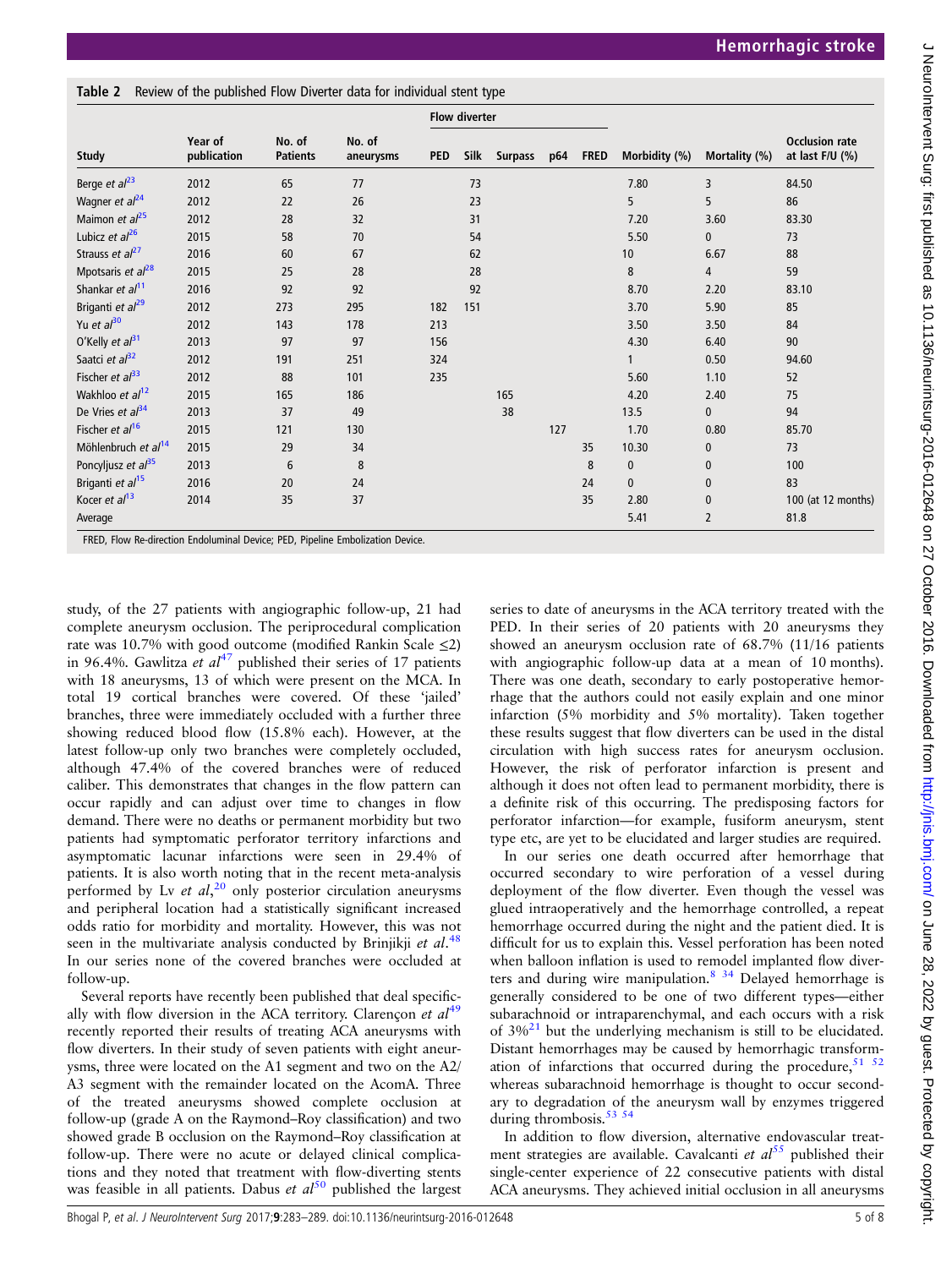**Table 2** Review of the published Flow Diverter data for individual stent type

| Study | Year of publication | No. of Patients | No. of aneurysms | Flow diverter | | | | | Morbidity (%) | Mortality (%) | Occlusion rate at last F/U (%) |
|---|---|---|---|---|---|---|---|---|---|---|---|
| | | | | PED | Silk | Surpass | p64 | FRED | | | |
| Berge *et al*[23] | 2012 | 65 | 77 | | 73 | | | | 7.80 | 3 | 84.50 |
| Wagner *et al*[24] | 2012 | 22 | 26 | | 23 | | | | 5 | 5 | 86 |
| Maimon *et al*[25] | 2012 | 28 | 32 | | 31 | | | | 7.20 | 3.60 | 83.30 |
| Lubicz *et al*[26] | 2015 | 58 | 70 | | 54 | | | | 5.50 | 0 | 73 |
| Strauss *et al*[27] | 2016 | 60 | 67 | | 62 | | | | 10 | 6.67 | 88 |
| Mpotsaris *et al*[28] | 2015 | 25 | 28 | | 28 | | | | 8 | 4 | 59 |
| Shankar *et al*[11] | 2016 | 92 | 92 | | 92 | | | | 8.70 | 2.20 | 83.10 |
| Briganti *et al*[29] | 2012 | 273 | 295 | 182 | 151 | | | | 3.70 | 5.90 | 85 |
| Yu *et al*[30] | 2012 | 143 | 178 | 213 | | | | | 3.50 | 3.50 | 84 |
| O'Kelly *et al*[31] | 2013 | 97 | 97 | 156 | | | | | 4.30 | 6.40 | 90 |
| Saatci *et al*[32] | 2012 | 191 | 251 | 324 | | | | | 1 | 0.50 | 94.60 |
| Fischer *et al*[33] | 2012 | 88 | 101 | 235 | | | | | 5.60 | 1.10 | 52 |
| Wakhloo *et al*[12] | 2015 | 165 | 186 | | | 165 | | | 4.20 | 2.40 | 75 |
| De Vries *et al*[34] | 2013 | 37 | 49 | | | 38 | | | 13.5 | 0 | 94 |
| Fischer *et al*[16] | 2015 | 121 | 130 | | | | 127 | | 1.70 | 0.80 | 85.70 |
| Möhlenbruch *et al*[14] | 2015 | 29 | 34 | | | | | 35 | 10.30 | 0 | 73 |
| Poncyljusz *et al*[35] | 2013 | 6 | 8 | | | | | 8 | 0 | 0 | 100 |
| Briganti *et al*[15] | 2016 | 20 | 24 | | | | | 24 | 0 | 0 | 83 |
| Kocer *et al*[13] | 2014 | 35 | 37 | | | | | 35 | 2.80 | 0 | 100 (at 12 months) |
| Average | | | | | | | | | 5.41 | 2 | 81.8 |

FRED, Flow Re-direction Endoluminal Device; PED, Pipeline Embolization Device.

study, of the 27 patients with angiographic follow-up, 21 had complete aneurysm occlusion. The periprocedural complication rate was 10.7% with good outcome (modified Rankin Scale ≤2) in 96.4%. Gawlitza *et al*[47] published their series of 17 patients with 18 aneurysms, 13 of which were present on the MCA. In total 19 cortical branches were covered. Of these 'jailed' branches, three were immediately occluded with a further three showing reduced blood flow (15.8% each). However, at the latest follow-up only two branches were completely occluded, although 47.4% of the covered branches were of reduced caliber. This demonstrates that changes in the flow pattern can occur rapidly and can adjust over time to changes in flow demand. There were no deaths or permanent morbidity but two patients had symptomatic perforator territory infarctions and asymptomatic lacunar infarctions were seen in 29.4% of patients. It is also worth noting that in the recent meta-analysis performed by Lv *et al*,[20] only posterior circulation aneurysms and peripheral location had a statistically significant increased odds ratio for morbidity and mortality. However, this was not seen in the multivariate analysis conducted by Brinjikji *et al*.[48] In our series none of the covered branches were occluded at follow-up.

Several reports have recently been published that deal specifically with flow diversion in the ACA territory. Clarençon *et al*[49] recently reported their results of treating ACA aneurysms with flow diverters. In their study of seven patients with eight aneurysms, three were located on the A1 segment and two on the A2/A3 segment with the remainder located on the AcomA. Three of the treated aneurysms showed complete occlusion at follow-up (grade A on the Raymond–Roy classification) and two showed grade B occlusion on the Raymond–Roy classification at follow-up. There were no acute or delayed clinical complications and they noted that treatment with flow-diverting stents was feasible in all patients. Dabus *et al*[50] published the largest series to date of aneurysms in the ACA territory treated with the PED. In their series of 20 patients with 20 aneurysms they showed an aneurysm occlusion rate of 68.7% (11/16 patients with angiographic follow-up data at a mean of 10 months). There was one death, secondary to early postoperative hemorrhage that the authors could not easily explain and one minor infarction (5% morbidity and 5% mortality). Taken together these results suggest that flow diverters can be used in the distal circulation with high success rates for aneurysm occlusion. However, the risk of perforator infarction is present and although it does not often lead to permanent morbidity, there is a definite risk of this occurring. The predisposing factors for perforator infarction—for example, fusiform aneurysm, stent type etc, are yet to be elucidated and larger studies are required.

In our series one death occurred after hemorrhage that occurred secondary to wire perforation of a vessel during deployment of the flow diverter. Even though the vessel was glued intraoperatively and the hemorrhage controlled, a repeat hemorrhage occurred during the night and the patient died. It is difficult for us to explain this. Vessel perforation has been noted when balloon inflation is used to remodel implanted flow diverters and during wire manipulation.[8 34] Delayed hemorrhage is generally considered to be one of two different types—either subarachnoid or intraparenchymal, and each occurs with a risk of 3%[21] but the underlying mechanism is still to be elucidated. Distant hemorrhages may be caused by hemorrhagic transformation of infarctions that occurred during the procedure,[51 52] whereas subarachnoid hemorrhage is thought to occur secondary to degradation of the aneurysm wall by enzymes triggered during thrombosis.[53 54]

In addition to flow diversion, alternative endovascular treatment strategies are available. Cavalcanti *et al*[55] published their single-center experience of 22 consecutive patients with distal ACA aneurysms. They achieved initial occlusion in all aneurysms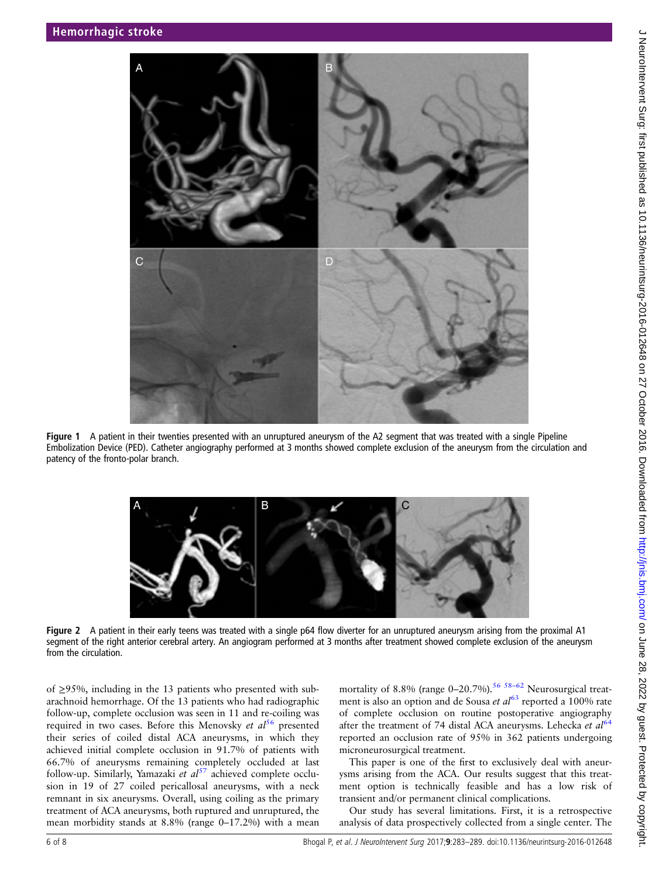**Figure 1** A patient in their twenties presented with an unruptured aneurysm of the A2 segment that was treated with a single Pipeline Embolization Device (PED). Catheter angiography performed at 3 months showed complete exclusion of the aneurysm from the circulation and patency of the fronto-polar branch.

**Figure 2** A patient in their early teens was treated with a single p64 flow diverter for an unruptured aneurysm arising from the proximal A1 segment of the right anterior cerebral artery. An angiogram performed at 3 months after treatment showed complete exclusion of the aneurysm from the circulation.

of ≥95%, including in the 13 patients who presented with subarachnoid hemorrhage. Of the 13 patients who had radiographic follow-up, complete occlusion was seen in 11 and re-coiling was required in two cases. Before this Menovsky *et al*[56] presented their series of coiled distal ACA aneurysms, in which they achieved initial complete occlusion in 91.7% of patients with 66.7% of aneurysms remaining completely occluded at last follow-up. Similarly, Yamazaki *et al*[57] achieved complete occlusion in 19 of 27 coiled pericallosal aneurysms, with a neck remnant in six aneurysms. Overall, using coiling as the primary treatment of ACA aneurysms, both ruptured and unruptured, the mean morbidity stands at 8.8% (range 0–17.2%) with a mean mortality of 8.8% (range 0–20.7%).[56 58–62] Neurosurgical treatment is also an option and de Sousa *et al*[63] reported a 100% rate of complete occlusion on routine postoperative angiography after the treatment of 74 distal ACA aneurysms. Lehecka *et al*[64] reported an occlusion rate of 95% in 362 patients undergoing microneurosurgical treatment.

This paper is one of the first to exclusively deal with aneurysms arising from the ACA. Our results suggest that this treatment option is technically feasible and has a low risk of transient and/or permanent clinical complications.

Our study has several limitations. First, it is a retrospective analysis of data prospectively collected from a single center. The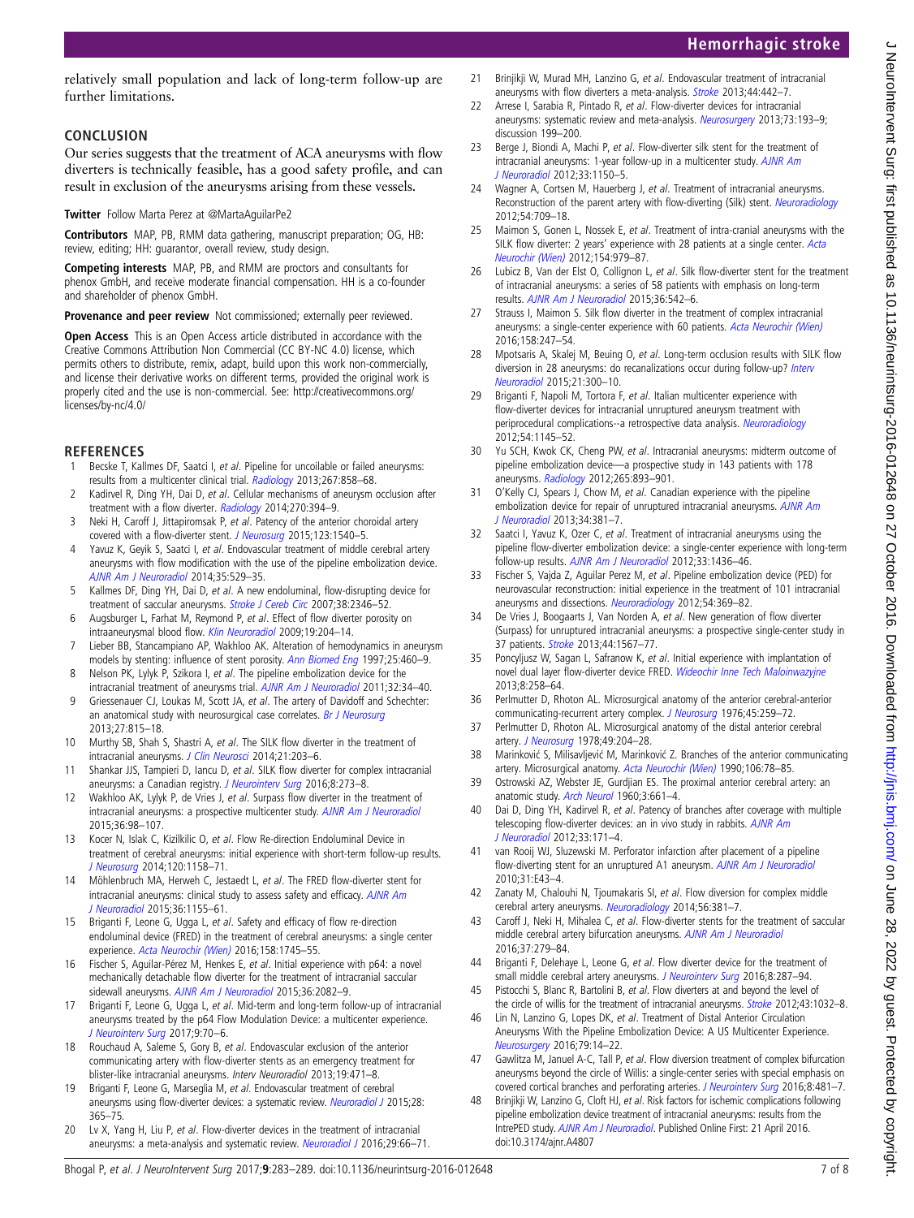relatively small population and lack of long-term follow-up are further limitations.

## CONCLUSION

Our series suggests that the treatment of ACA aneurysms with flow diverters is technically feasible, has a good safety profile, and can result in exclusion of the aneurysms arising from these vessels.

**Twitter** Follow Marta Perez at @MartaAguilarPe2

**Contributors** MAP, PB, RMM data gathering, manuscript preparation; OG, HB: review, editing; HH: guarantor, overall review, study design.

**Competing interests** MAP, PB, and RMM are proctors and consultants for phenox GmbH, and receive moderate financial compensation. HH is a co-founder and shareholder of phenox GmbH.

**Provenance and peer review** Not commissioned; externally peer reviewed.

**Open Access** This is an Open Access article distributed in accordance with the Creative Commons Attribution Non Commercial (CC BY-NC 4.0) license, which permits others to distribute, remix, adapt, build upon this work non-commercially, and license their derivative works on different terms, provided the original work is properly cited and the use is non-commercial. See: http://creativecommons.org/licenses/by-nc/4.0/

## REFERENCES

1. Becske T, Kallmes DF, Saatci I, *et al*. Pipeline for uncoilable or failed aneurysms: results from a multicenter clinical trial. *Radiology* 2013;267:858–68.
2. Kadirvel R, Ding YH, Dai D, *et al*. Cellular mechanisms of aneurysm occlusion after treatment with a flow diverter. *Radiology* 2014;270:394–9.
3. Neki H, Caroff J, Jittapiromsak P, *et al*. Patency of the anterior choroidal artery covered with a flow-diverter stent. *J Neurosurg* 2015;123:1540–5.
4. Yavuz K, Geyik S, Saatci I, *et al*. Endovascular treatment of middle cerebral artery aneurysms with flow modification with the use of the pipeline embolization device. *AJNR Am J Neuroradiol* 2014;35:529–35.
5. Kallmes DF, Ding YH, Dai D, *et al*. A new endoluminal, flow-disrupting device for treatment of saccular aneurysms. *Stroke J Cereb Circ* 2007;38:2346–52.
6. Augsburger L, Farhat M, Reymond P, *et al*. Effect of flow diverter porosity on intraaneurysmal blood flow. *Klin Neuroradiol* 2009;19:204–14.
7. Lieber BB, Stancampiano AP, Wakhloo AK. Alteration of hemodynamics in aneurysm models by stenting: influence of stent porosity. *Ann Biomed Eng* 1997;25:460–9.
8. Nelson PK, Lylyk P, Szikora I, *et al*. The pipeline embolization device for the intracranial treatment of aneurysms trial. *AJNR Am J Neuroradiol* 2011;32:34–40.
9. Griessenauer CJ, Loukas M, Scott JA, *et al*. The artery of Davidoff and Schechter: an anatomical study with neurosurgical case correlates. *Br J Neurosurg* 2013;27:815–18.
10. Murthy SB, Shah S, Shastri A, *et al*. The SILK flow diverter in the treatment of intracranial aneurysms. *J Clin Neurosci* 2014;21:203–6.
11. Shankar JJS, Tampieri D, Iancu D, *et al*. SILK flow diverter for complex intracranial aneurysms: a Canadian registry. *J Neurointerv Surg* 2016;8:273–8.
12. Wakhloo AK, Lylyk P, de Vries J, *et al*. Surpass flow diverter in the treatment of intracranial aneurysms: a prospective multicenter study. *AJNR Am J Neuroradiol* 2015;36:98–107.
13. Kocer N, Islak C, Kizilkilic O, *et al*. Flow Re-direction Endoluminal Device in treatment of cerebral aneurysms: initial experience with short-term follow-up results. *J Neurosurg* 2014;120:1158–71.
14. Möhlenbruch MA, Herweh C, Jestaedt L, *et al*. The FRED flow-diverter stent for intracranial aneurysms: clinical study to assess safety and efficacy. *AJNR Am J Neuroradiol* 2015;36:1155–61.
15. Briganti F, Leone G, Ugga L, *et al*. Safety and efficacy of flow re-direction endoluminal device (FRED) in the treatment of cerebral aneurysms: a single center experience. *Acta Neurochir (Wien)* 2016;158:1745–55.
16. Fischer S, Aguilar-Pérez M, Henkes E, *et al*. Initial experience with p64: a novel mechanically detachable flow diverter for the treatment of intracranial saccular sidewall aneurysms. *AJNR Am J Neuroradiol* 2015;36:2082–9.
17. Briganti F, Leone G, Ugga L, *et al*. Mid-term and long-term follow-up of intracranial aneurysms treated by the p64 Flow Modulation Device: a multicenter experience. *J Neurointerv Surg* 2017;9:70–6.
18. Rouchaud A, Saleme S, Gory B, *et al*. Endovascular exclusion of the anterior communicating artery with flow-diverter stents as an emergency treatment for blister-like intracranial aneurysms. *Interv Neuroradiol* 2013;19:471–8.
19. Briganti F, Leone G, Marseglia M, *et al*. Endovascular treatment of cerebral aneurysms using flow-diverter devices: a systematic review. *Neuroradiol J* 2015;28:365–75.
20. Lv X, Yang H, Liu P, *et al*. Flow-diverter devices in the treatment of intracranial aneurysms: a meta-analysis and systematic review. *Neuroradiol J* 2016;29:66–71.
21. Brinjikji W, Murad MH, Lanzino G, *et al*. Endovascular treatment of intracranial aneurysms with flow diverters a meta-analysis. *Stroke* 2013;44:442–7.
22. Arrese I, Sarabia R, Pintado R, *et al*. Flow-diverter devices for intracranial aneurysms: systematic review and meta-analysis. *Neurosurgery* 2013;73:193–9; discussion 199–200.
23. Berge J, Biondi A, Machi P, *et al*. Flow-diverter silk stent for the treatment of intracranial aneurysms: 1-year follow-up in a multicenter study. *AJNR Am J Neuroradiol* 2012;33:1150–5.
24. Wagner A, Cortsen M, Hauerberg J, *et al*. Treatment of intracranial aneurysms. Reconstruction of the parent artery with flow-diverting (Silk) stent. *Neuroradiology* 2012;54:709–18.
25. Maimon S, Gonen L, Nossek E, *et al*. Treatment of intra-cranial aneurysms with the SILK flow diverter: 2 years' experience with 28 patients at a single center. *Acta Neurochir (Wien)* 2012;154:979–87.
26. Lubicz B, Van der Elst O, Collignon L, *et al*. Silk flow-diverter stent for the treatment of intracranial aneurysms: a series of 58 patients with emphasis on long-term results. *AJNR Am J Neuroradiol* 2015;36:542–6.
27. Strauss I, Maimon S. Silk flow diverter in the treatment of complex intracranial aneurysms: a single-center experience with 60 patients. *Acta Neurochir (Wien)* 2016;158:247–54.
28. Mpotsaris A, Skalej M, Beuing O, *et al*. Long-term occlusion results with SILK flow diversion in 28 aneurysms: do recanalizations occur during follow-up? *Interv Neuroradiol* 2015;21:300–10.
29. Briganti F, Napoli M, Tortora F, *et al*. Italian multicenter experience with flow-diverter devices for intracranial unruptured aneurysm treatment with periprocedural complications--a retrospective data analysis. *Neuroradiology* 2012;54:1145–52.
30. Yu SCH, Kwok CK, Cheng PW, *et al*. Intracranial aneurysms: midterm outcome of pipeline embolization device—a prospective study in 143 patients with 178 aneurysms. *Radiology* 2012;265:893–901.
31. O'Kelly CJ, Spears J, Chow M, *et al*. Canadian experience with the pipeline embolization device for repair of unruptured intracranial aneurysms. *AJNR Am J Neuroradiol* 2013;34:381–7.
32. Saatci I, Yavuz K, Ozer C, *et al*. Treatment of intracranial aneurysms using the pipeline flow-diverter embolization device: a single-center experience with long-term follow-up results. *AJNR Am J Neuroradiol* 2012;33:1436–46.
33. Fischer S, Vajda Z, Aguilar Perez M, *et al*. Pipeline embolization device (PED) for neurovascular reconstruction: initial experience in the treatment of 101 intracranial aneurysms and dissections. *Neuroradiology* 2012;54:369–82.
34. De Vries J, Boogaarts J, Van Norden A, *et al*. New generation of flow diverter (Surpass) for unruptured intracranial aneurysms: a prospective single-center study in 37 patients. *Stroke* 2013;44:1567–77.
35. Poncyljusz W, Sagan L, Safranow K, *et al*. Initial experience with implantation of novel dual layer flow-diverter device FRED. *Wideochir Inne Tech Maloinwazyjne* 2013;8:258–64.
36. Perlmutter D, Rhoton AL. Microsurgical anatomy of the anterior cerebral-anterior communicating-recurrent artery complex. *J Neurosurg* 1976;45:259–72.
37. Perlmutter D, Rhoton AL. Microsurgical anatomy of the distal anterior cerebral artery. *J Neurosurg* 1978;49:204–28.
38. Marinković S, Milisavljević M, Marinković Z. Branches of the anterior communicating artery. Microsurgical anatomy. *Acta Neurochir (Wien)* 1990;106:78–85.
39. Ostrowski AZ, Webster JE, Gurdjian ES. The proximal anterior cerebral artery: an anatomic study. *Arch Neurol* 1960;3:661–4.
40. Dai D, Ding YH, Kadirvel R, *et al*. Patency of branches after coverage with multiple telescoping flow-diverter devices: an in vivo study in rabbits. *AJNR Am J Neuroradiol* 2012;33:171–4.
41. van Rooij WJ, Sluzewski M. Perforator infarction after placement of a pipeline flow-diverting stent for an unruptured A1 aneurysm. *AJNR Am J Neuroradiol* 2010;31:E43–4.
42. Zanaty M, Chalouhi N, Tjoumakaris SI, *et al*. Flow diversion for complex middle cerebral artery aneurysms. *Neuroradiology* 2014;56:381–7.
43. Caroff J, Neki H, Mihalea C, *et al*. Flow-diverter stents for the treatment of saccular middle cerebral artery bifurcation aneurysms. *AJNR Am J Neuroradiol* 2016;37:279–84.
44. Briganti F, Delehaye L, Leone G, *et al*. Flow diverter device for the treatment of small middle cerebral artery aneurysms. *J Neurointerv Surg* 2016;8:287–94.
45. Pistocchi S, Blanc R, Bartolini B, *et al*. Flow diverters at and beyond the level of the circle of willis for the treatment of intracranial aneurysms. *Stroke* 2012;43:1032–8.
46. Lin N, Lanzino G, Lopes DK, *et al*. Treatment of Distal Anterior Circulation Aneurysms With the Pipeline Embolization Device: A US Multicenter Experience. *Neurosurgery* 2016;79:14–22.
47. Gawlitza M, Januel A-C, Tall P, *et al*. Flow diversion treatment of complex bifurcation aneurysms beyond the circle of Willis: a single-center series with special emphasis on covered cortical branches and perforating arteries. *J Neurointerv Surg* 2016;8:481–7.
48. Brinjikji W, Lanzino G, Cloft HJ, *et al*. Risk factors for ischemic complications following pipeline embolization device treatment of intracranial aneurysms: results from the IntrePED study. *AJNR Am J Neuroradiol*. Published Online First: 21 April 2016. doi:10.3174/ajnr.A4807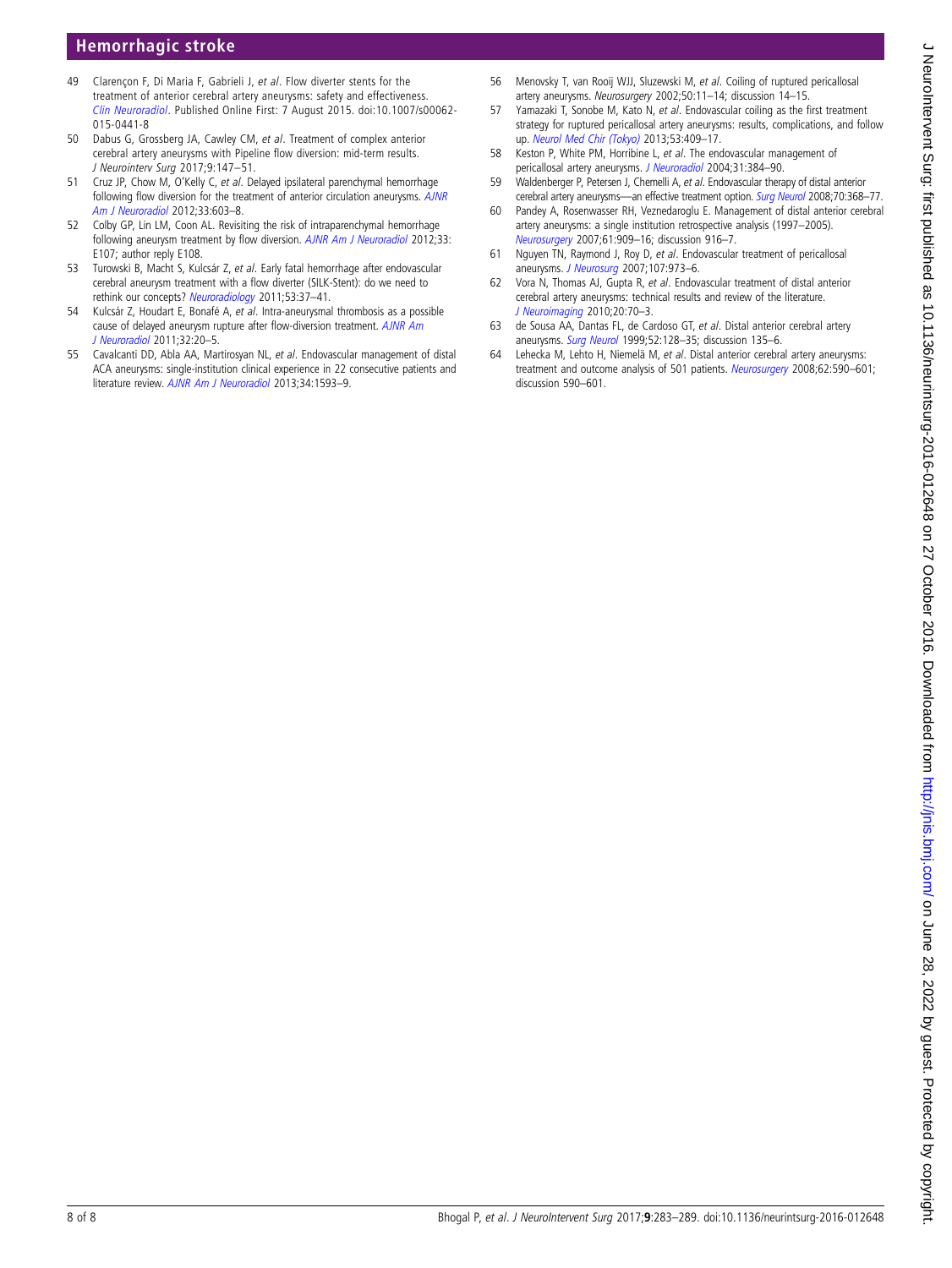49 Clarençon F, Di Maria F, Gabrieli J, *et al*. Flow diverter stents for the treatment of anterior cerebral artery aneurysms: safety and effectiveness. *Clin Neuroradiol*. Published Online First: 7 August 2015. doi:10.1007/s00062-015-0441-8

50 Dabus G, Grossberg JA, Cawley CM, *et al*. Treatment of complex anterior cerebral artery aneurysms with Pipeline flow diversion: mid-term results. *J Neurointerv Surg* 2017;9:147–51.

51 Cruz JP, Chow M, O'Kelly C, *et al*. Delayed ipsilateral parenchymal hemorrhage following flow diversion for the treatment of anterior circulation aneurysms. *AJNR Am J Neuroradiol* 2012;33:603–8.

52 Colby GP, Lin LM, Coon AL. Revisiting the risk of intraparenchymal hemorrhage following aneurysm treatment by flow diversion. *AJNR Am J Neuroradiol* 2012;33:E107; author reply E108.

53 Turowski B, Macht S, Kulcsár Z, *et al*. Early fatal hemorrhage after endovascular cerebral aneurysm treatment with a flow diverter (SILK-Stent): do we need to rethink our concepts? *Neuroradiology* 2011;53:37–41.

54 Kulcsár Z, Houdart E, Bonafé A, *et al*. Intra-aneurysmal thrombosis as a possible cause of delayed aneurysm rupture after flow-diversion treatment. *AJNR Am J Neuroradiol* 2011;32:20–5.

55 Cavalcanti DD, Abla AA, Martirosyan NL, *et al*. Endovascular management of distal ACA aneurysms: single-institution clinical experience in 22 consecutive patients and literature review. *AJNR Am J Neuroradiol* 2013;34:1593–9.

56 Menovsky T, van Rooij WJJ, Sluzewski M, *et al*. Coiling of ruptured pericallosal artery aneurysms. *Neurosurgery* 2002;50:11–14; discussion 14–15.

57 Yamazaki T, Sonobe M, Kato N, *et al*. Endovascular coiling as the first treatment strategy for ruptured pericallosal artery aneurysms: results, complications, and follow up. *Neurol Med Chir (Tokyo)* 2013;53:409–17.

58 Keston P, White PM, Horribine L, *et al*. The endovascular management of pericallosal artery aneurysms. *J Neuroradiol* 2004;31:384–90.

59 Waldenberger P, Petersen J, Chemelli A, *et al*. Endovascular therapy of distal anterior cerebral artery aneurysms—an effective treatment option. *Surg Neurol* 2008;70:368–77.

60 Pandey A, Rosenwasser RH, Veznedaroglu E. Management of distal anterior cerebral artery aneurysms: a single institution retrospective analysis (1997–2005). *Neurosurgery* 2007;61:909–16; discussion 916–7.

61 Nguyen TN, Raymond J, Roy D, *et al*. Endovascular treatment of pericallosal aneurysms. *J Neurosurg* 2007;107:973–6.

62 Vora N, Thomas AJ, Gupta R, *et al*. Endovascular treatment of distal anterior cerebral artery aneurysms: technical results and review of the literature. *J Neuroimaging* 2010;20:70–3.

63 de Sousa AA, Dantas FL, de Cardoso GT, *et al*. Distal anterior cerebral artery aneurysms. *Surg Neurol* 1999;52:128–35; discussion 135–6.

64 Lehecka M, Lehto H, Niemelä M, *et al*. Distal anterior cerebral artery aneurysms: treatment and outcome analysis of 501 patients. *Neurosurgery* 2008;62:590–601; discussion 590–601.